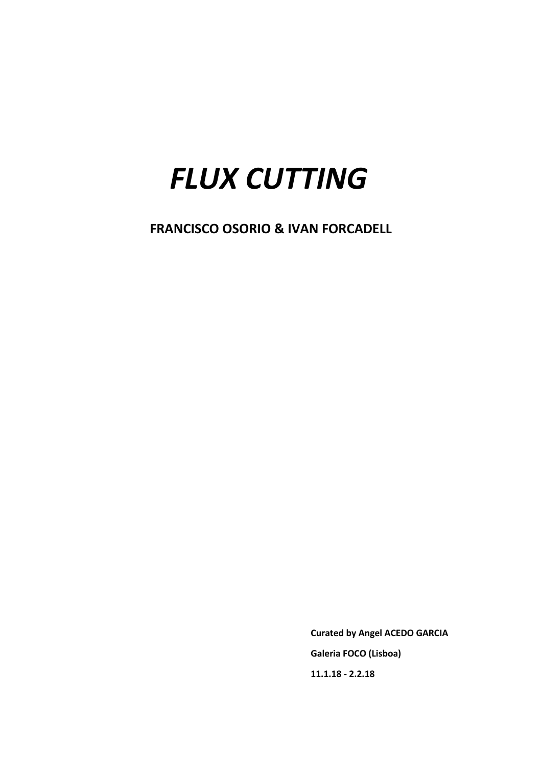# *FLUX CUTTING*

**FRANCISCO OSORIO & IVAN FORCADELL**

**Curated by Angel ACEDO GARCIA**

**Galeria FOCO (Lisboa)**

**11.1.18 - 2.2.18**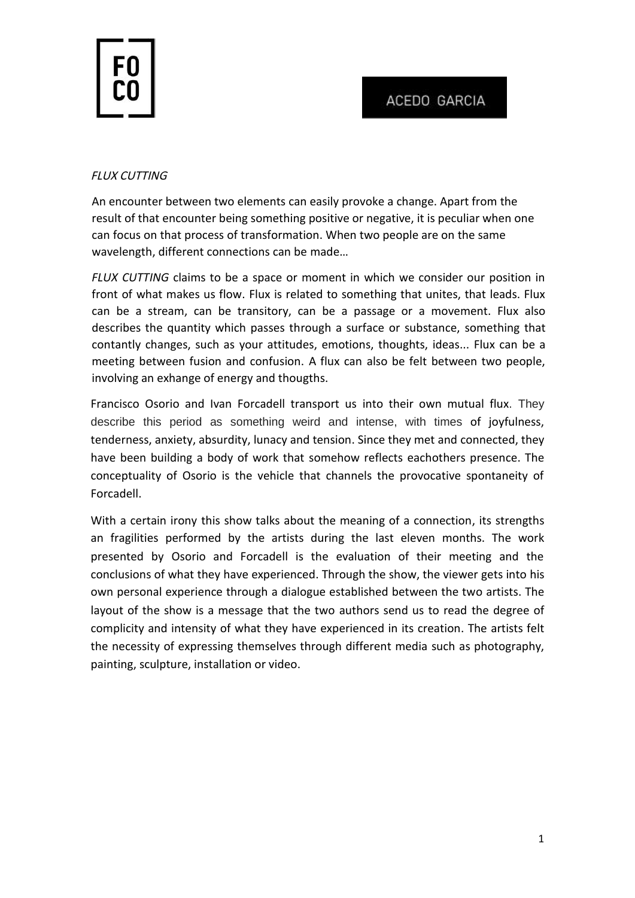FO
CO

ACEDO GARCIA

*FLUX CUTTING*

An encounter between two elements can easily provoke a change. Apart from the result of that encounter being something positive or negative, it is peculiar when one can focus on that process of transformation. When two people are on the same wavelength, different connections can be made…

*FLUX CUTTING* claims to be a space or moment in which we consider our position in front of what makes us flow. Flux is related to something that unites, that leads. Flux can be a stream, can be transitory, can be a passage or a movement. Flux also describes the quantity which passes through a surface or substance, something that contantly changes, such as your attitudes, emotions, thoughts, ideas... Flux can be a meeting between fusion and confusion. A flux can also be felt between two people, involving an exhange of energy and thougths.

Francisco Osorio and Ivan Forcadell transport us into their own mutual flux. They describe this period as something weird and intense, with times of joyfulness, tenderness, anxiety, absurdity, lunacy and tension. Since they met and connected, they have been building a body of work that somehow reflects eachothers presence. The conceptuality of Osorio is the vehicle that channels the provocative spontaneity of Forcadell.

With a certain irony this show talks about the meaning of a connection, its strengths an fragilities performed by the artists during the last eleven months. The work presented by Osorio and Forcadell is the evaluation of their meeting and the conclusions of what they have experienced. Through the show, the viewer gets into his own personal experience through a dialogue established between the two artists. The layout of the show is a message that the two authors send us to read the degree of complicity and intensity of what they have experienced in its creation. The artists felt the necessity of expressing themselves through different media such as photography, painting, sculpture, installation or video.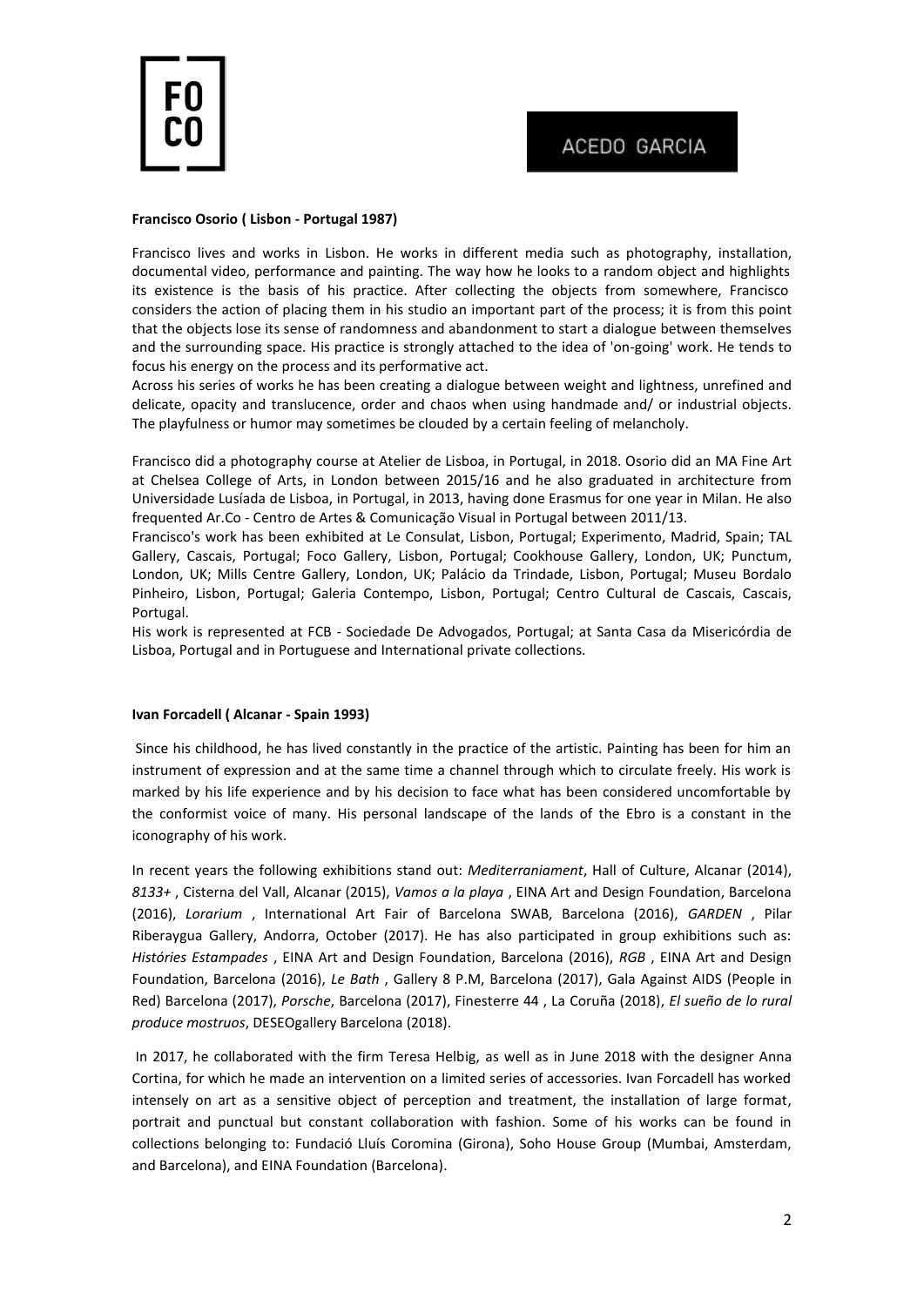**Francisco Osorio ( Lisbon - Portugal 1987)**

Francisco lives and works in Lisbon. He works in different media such as photography, installation, documental video, performance and painting. The way how he looks to a random object and highlights its existence is the basis of his practice. After collecting the objects from somewhere, Francisco considers the action of placing them in his studio an important part of the process; it is from this point that the objects lose its sense of randomness and abandonment to start a dialogue between themselves and the surrounding space. His practice is strongly attached to the idea of 'on-going' work. He tends to focus his energy on the process and its performative act.

Across his series of works he has been creating a dialogue between weight and lightness, unrefined and delicate, opacity and translucence, order and chaos when using handmade and/ or industrial objects. The playfulness or humor may sometimes be clouded by a certain feeling of melancholy.

Francisco did a photography course at Atelier de Lisboa, in Portugal, in 2018. Osorio did an MA Fine Art at Chelsea College of Arts, in London between 2015/16 and he also graduated in architecture from Universidade Lusíada de Lisboa, in Portugal, in 2013, having done Erasmus for one year in Milan. He also frequented Ar.Co - Centro de Artes & Comunicação Visual in Portugal between 2011/13.

Francisco's work has been exhibited at Le Consulat, Lisbon, Portugal; Experimento, Madrid, Spain; TAL Gallery, Cascais, Portugal; Foco Gallery, Lisbon, Portugal; Cookhouse Gallery, London, UK; Punctum, London, UK; Mills Centre Gallery, London, UK; Palácio da Trindade, Lisbon, Portugal; Museu Bordalo Pinheiro, Lisbon, Portugal; Galeria Contempo, Lisbon, Portugal; Centro Cultural de Cascais, Cascais, Portugal.

His work is represented at FCB - Sociedade De Advogados, Portugal; at Santa Casa da Misericórdia de Lisboa, Portugal and in Portuguese and International private collections.

**Ivan Forcadell ( Alcanar - Spain 1993)**

Since his childhood, he has lived constantly in the practice of the artistic. Painting has been for him an instrument of expression and at the same time a channel through which to circulate freely. His work is marked by his life experience and by his decision to face what has been considered uncomfortable by the conformist voice of many. His personal landscape of the lands of the Ebro is a constant in the iconography of his work.

In recent years the following exhibitions stand out: *Mediterraniament*, Hall of Culture, Alcanar (2014), *8133+* , Cisterna del Vall, Alcanar (2015), *Vamos a la playa* , EINA Art and Design Foundation, Barcelona (2016), *Lorarium* , International Art Fair of Barcelona SWAB, Barcelona (2016), *GARDEN* , Pilar Riberaygua Gallery, Andorra, October (2017). He has also participated in group exhibitions such as: *Històries Estampades* , EINA Art and Design Foundation, Barcelona (2016), *RGB* , EINA Art and Design Foundation, Barcelona (2016), *Le Bath* , Gallery 8 P.M, Barcelona (2017), Gala Against AIDS (People in Red) Barcelona (2017), *Porsche*, Barcelona (2017), Finesterre 44 , La Coruña (2018), *El sueño de lo rural produce mostruos*, DESEOgallery Barcelona (2018).

In 2017, he collaborated with the firm Teresa Helbig, as well as in June 2018 with the designer Anna Cortina, for which he made an intervention on a limited series of accessories. Ivan Forcadell has worked intensely on art as a sensitive object of perception and treatment, the installation of large format, portrait and punctual but constant collaboration with fashion. Some of his works can be found in collections belonging to: Fundació Lluís Coromina (Girona), Soho House Group (Mumbai, Amsterdam, and Barcelona), and EINA Foundation (Barcelona).